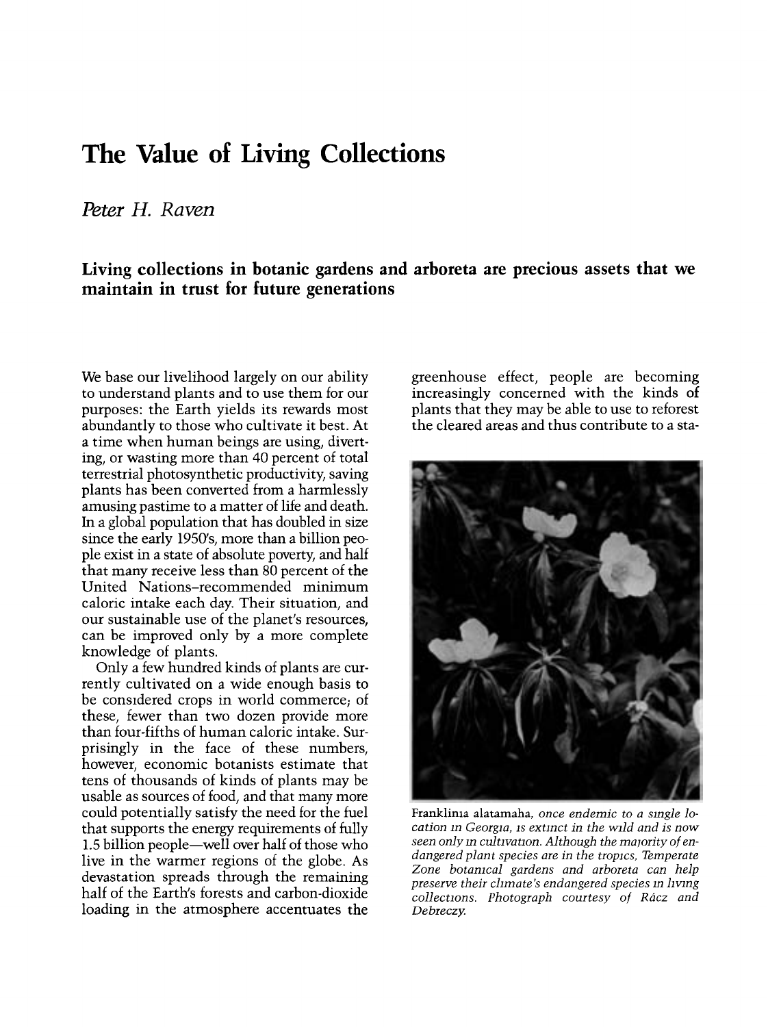# The Value of Living Collections

*Peter H. Raven*

**Living collections in botanic gardens and arboreta are precious assets that we maintain in trust for future generations**

We base our livelihood largely on our ability to understand plants and to use them for our purposes: the Earth yields its rewards most abundantly to those who cultivate it best. At a time when human beings are using, diverting, or wasting more than 40 percent of total terrestrial photosynthetic productivity, saving plants has been converted from a harmlessly amusing pastime to a matter of life and death. In a global population that has doubled in size since the early 1950's, more than a billion people exist in a state of absolute poverty, and half that many receive less than 80 percent of the United Nations–recommended minimum caloric intake each day. Their situation, and our sustainable use of the planet's resources, can be improved only by a more complete knowledge of plants.

Only a few hundred kinds of plants are currently cultivated on a wide enough basis to be considered crops in world commerce; of these, fewer than two dozen provide more than four-fifths of human caloric intake. Surprisingly in the face of these numbers, however, economic botanists estimate that tens of thousands of kinds of plants may be usable as sources of food, and that many more could potentially satisfy the need for the fuel that supports the energy requirements of fully 1.5 billion people—well over half of those who live in the warmer regions of the globe. As devastation spreads through the remaining half of the Earth's forests and carbon-dioxide loading in the atmosphere accentuates the greenhouse effect, people are becoming increasingly concerned with the kinds of plants that they may be able to use to reforest the cleared areas and thus contribute to a sta-

Franklinia alatamaha, *once endemic to a single location in Georgia, is extinct in the wild and is now seen only in cultivation. Although the majority of endangered plant species are in the tropics, Temperate Zone botanical gardens and arboreta can help preserve their climate's endangered species in living collections. Photograph courtesy of Rácz and Debreczy.*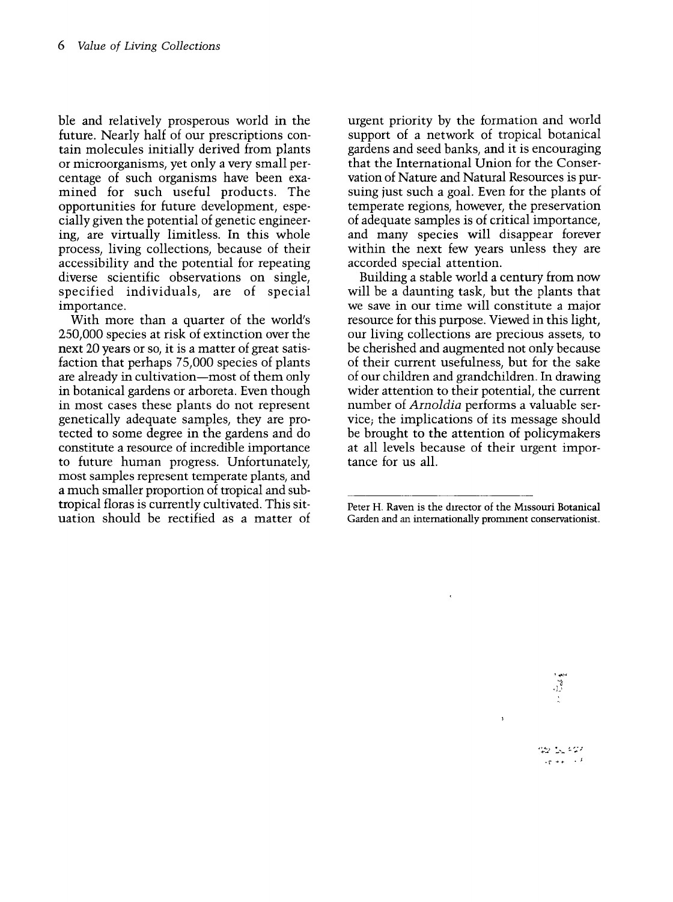ble and relatively prosperous world in the future. Nearly half of our prescriptions contain molecules initially derived from plants or microorganisms, yet only a very small percentage of such organisms have been examined for such useful products. The opportunities for future development, especially given the potential of genetic engineering, are virtually limitless. In this whole process, living collections, because of their accessibility and the potential for repeating diverse scientific observations on single, specified individuals, are of special importance.

With more than a quarter of the world's 250,000 species at risk of extinction over the next 20 years or so, it is a matter of great satisfaction that perhaps 75,000 species of plants are already in cultivation—most of them only in botanical gardens or arboreta. Even though in most cases these plants do not represent genetically adequate samples, they are protected to some degree in the gardens and do constitute a resource of incredible importance to future human progress. Unfortunately, most samples represent temperate plants, and a much smaller proportion of tropical and subtropical floras is currently cultivated. This situation should be rectified as a matter of urgent priority by the formation and world support of a network of tropical botanical gardens and seed banks, and it is encouraging that the International Union for the Conservation of Nature and Natural Resources is pursuing just such a goal. Even for the plants of temperate regions, however, the preservation of adequate samples is of critical importance, and many species will disappear forever within the next few years unless they are accorded special attention.

Building a stable world a century from now will be a daunting task, but the plants that we save in our time will constitute a major resource for this purpose. Viewed in this light, our living collections are precious assets, to be cherished and augmented not only because of their current usefulness, but for the sake of our children and grandchildren. In drawing wider attention to their potential, the current number of *Arnoldia* performs a valuable service; the implications of its message should be brought to the attention of policymakers at all levels because of their urgent importance for us all.

---

Peter H. Raven is the director of the Missouri Botanical Garden and an internationally prominent conservationist.